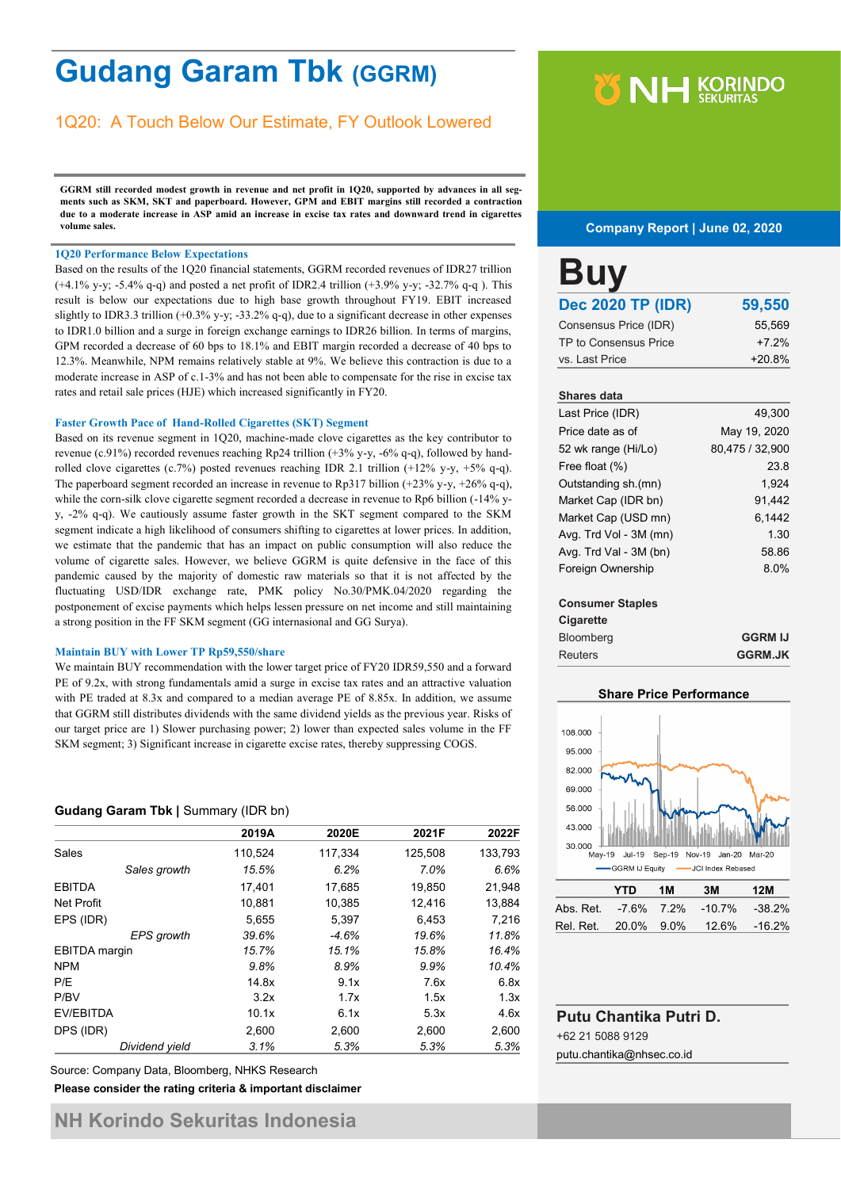# Gudang Garam Tbk (GGRM)

## 1Q20: A Touch Below Our Estimate, FY Outlook Lowered

**GGRM still recorded modest growth in revenue and net profit in 1Q20, supported by advances in all segments such as SKM, SKT and paperboard. However, GPM and EBIT margins still recorded a contraction due to a moderate increase in ASP amid an increase in excise tax rates and downward trend in cigarettes volume sales.**

### 1Q20 Performance Below Expectations

Based on the results of the 1Q20 financial statements, GGRM recorded revenues of IDR27 trillion (+4.1% y-y; -5.4% q-q) and posted a net profit of IDR2.4 trillion (+3.9% y-y; -32.7% q-q ). This result is below our expectations due to high base growth throughout FY19. EBIT increased slightly to IDR3.3 trillion (+0.3% y-y; -33.2% q-q), due to a significant decrease in other expenses to IDR1.0 billion and a surge in foreign exchange earnings to IDR26 billion. In terms of margins, GPM recorded a decrease of 60 bps to 18.1% and EBIT margin recorded a decrease of 40 bps to 12.3%. Meanwhile, NPM remains relatively stable at 9%. We believe this contraction is due to a moderate increase in ASP of c.1-3% and has not been able to compensate for the rise in excise tax rates and retail sale prices (HJE) which increased significantly in FY20.

### Faster Growth Pace of Hand-Rolled Cigarettes (SKT) Segment

Based on its revenue segment in 1Q20, machine-made clove cigarettes as the key contributor to revenue (c.91%) recorded revenues reaching Rp24 trillion (+3% y-y, -6% q-q), followed by hand-rolled clove cigarettes (c.7%) posted revenues reaching IDR 2.1 trillion (+12% y-y, +5% q-q). The paperboard segment recorded an increase in revenue to Rp317 billion (+23% y-y, +26% q-q), while the corn-silk clove cigarette segment recorded a decrease in revenue to Rp6 billion (-14% y-y, -2% q-q). We cautiously assume faster growth in the SKT segment compared to the SKM segment indicate a high likelihood of consumers shifting to cigarettes at lower prices. In addition, we estimate that the pandemic that has an impact on public consumption will also reduce the volume of cigarette sales. However, we believe GGRM is quite defensive in the face of this pandemic caused by the majority of domestic raw materials so that it is not affected by the fluctuating USD/IDR exchange rate, PMK policy No.30/PMK.04/2020 regarding the postponement of excise payments which helps lessen pressure on net income and still maintaining a strong position in the FF SKM segment (GG internasional and GG Surya).

### Maintain BUY with Lower TP Rp59,550/share

We maintain BUY recommendation with the lower target price of FY20 IDR59,550 and a forward PE of 9.2x, with strong fundamentals amid a surge in excise tax rates and an attractive valuation with PE traded at 8.3x and compared to a median average PE of 8.85x. In addition, we assume that GGRM still distributes dividends with the same dividend yields as the previous year. Risks of our target price are 1) Slower purchasing power; 2) lower than expected sales volume in the FF SKM segment; 3) Significant increase in cigarette excise rates, thereby suppressing COGS.

**Gudang Garam Tbk** | Summary (IDR bn)

| | 2019A | 2020E | 2021F | 2022F |
|---|---|---|---|---|
| Sales | 110,524 | 117,334 | 125,508 | 133,793 |
| *Sales growth* | *15.5%* | *6.2%* | *7.0%* | *6.6%* |
| EBITDA | 17,401 | 17,685 | 19,850 | 21,948 |
| Net Profit | 10,881 | 10,385 | 12,416 | 13,884 |
| EPS (IDR) | 5,655 | 5,397 | 6,453 | 7,216 |
| *EPS growth* | *39.6%* | *-4.6%* | *19.6%* | *11.8%* |
| EBITDA margin | *15.7%* | *15.1%* | *15.8%* | *16.4%* |
| NPM | *9.8%* | *8.9%* | *9.9%* | *10.4%* |
| P/E | 14.8x | 9.1x | 7.6x | 6.8x |
| P/BV | 3.2x | 1.7x | 1.5x | 1.3x |
| EV/EBITDA | 10.1x | 6.1x | 5.3x | 4.6x |
| DPS (IDR) | 2,600 | 2,600 | 2,600 | 2,600 |
| *Dividend yield* | *3.1%* | *5.3%* | *5.3%* | *5.3%* |

Source: Company Data, Bloomberg, NHKS Research

**Please consider the rating criteria & important disclaimer**

NH Korindo Sekuritas Indonesia

**Company Report | June 02, 2020**

# Buy

| **Dec 2020 TP (IDR)** | **59,550** |
|---|---|
| Consensus Price (IDR) | 55,569 |
| TP to Consensus Price | +7.2% |
| vs. Last Price | +20.8% |

**Shares data**

| | |
|---|---|
| Last Price (IDR) | 49,300 |
| Price date as of | May 19, 2020 |
| 52 wk range (Hi/Lo) | 80,475 / 32,900 |
| Free float (%) | 23.8 |
| Outstanding sh.(mn) | 1,924 |
| Market Cap (IDR bn) | 91,442 |
| Market Cap (USD mn) | 6,1442 |
| Avg. Trd Vol - 3M (mn) | 1.30 |
| Avg. Trd Val - 3M (bn) | 58.86 |
| Foreign Ownership | 8.0% |

**Consumer Staples**
**Cigarette**

| | |
|---|---|
| Bloomberg | **GGRM IJ** |
| Reuters | **GGRM.JK** |

**Share Price Performance**

| | YTD | 1M | 3M | 12M |
|---|---|---|---|---|
| Abs. Ret. | -7.6% | 7.2% | -10.7% | -38.2% |
| Rel. Ret. | 20.0% | 9.0% | 12.6% | -16.2% |

**Putu Chantika Putri D.**
+62 21 5088 9129
putu.chantika@nhsec.co.id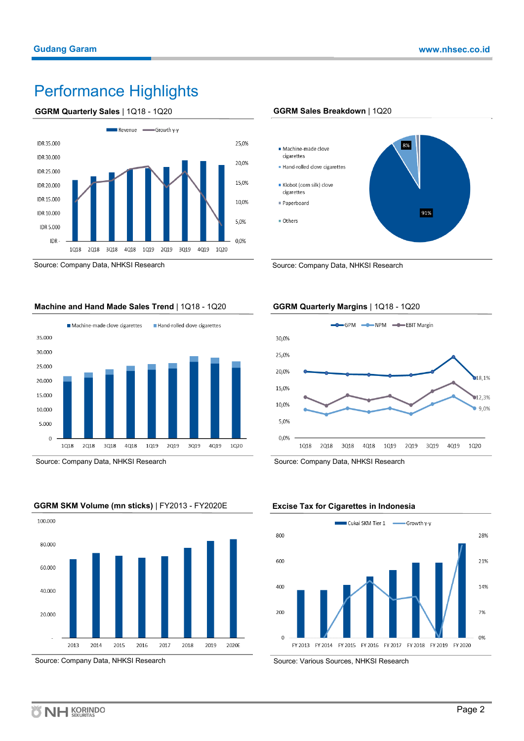# Performance Highlights

**GGRM Quarterly Sales** | 1Q18 - 1Q20

Revenue / Growth y-y

IDR 35.000, IDR 30.000, IDR 25.000, IDR 20.000, IDR 15.000, IDR 10.000, IDR 5.000, IDR -

25,0%, 20,0%, 15,0%, 10,0%, 5,0%, 0,0%

1Q18 2Q18 3Q18 4Q18 1Q19 2Q19 3Q19 4Q19 1Q20

Source: Company Data, NHKSI Research

**GGRM Sales Breakdown** | 1Q20

- Machine-made clove cigarettes
- Hand-rolled clove cigarettes
- Klobot (corn silk) clove cigarettes
- Paperboard
- Others

91%, 8%

Source: Company Data, NHKSI Research

**Machine and Hand Made Sales Trend** | 1Q18 - 1Q20

Machine-made clove cigarettes / Hand-rolled clove cigarettes

35.000, 30.000, 25.000, 20.000, 15.000, 10.000, 5.000, 0

1Q18 2Q18 3Q18 4Q18 1Q19 2Q19 3Q19 4Q19 1Q20

Source: Company Data, NHKSI Research

**GGRM Quarterly Margins** | 1Q18 - 1Q20

GPM / NPM / EBIT Margin

30,0%, 25,0%, 20,0%, 15,0%, 10,0%, 5,0%, 0,0%

18,1%, 12,3%, 9,0%

1Q18 2Q18 3Q18 4Q18 1Q19 2Q19 3Q19 4Q19 1Q20

Source: Company Data, NHKSI Research

**GGRM SKM Volume (mn sticks)** | FY2013 - FY2020E

100.000, 80.000, 60.000, 40.000, 20.000, -

2013 2014 2015 2016 2017 2018 2019 2020E

Source: Company Data, NHKSI Research

**Excise Tax for Cigarettes in Indonesia**

Cukai SKM Tier 1 / Growth y-y

800, 600, 400, 200, 0

28%, 21%, 14%, 7%, 0%

FY 2013 FY 2014 FY 2015 FY 2016 FY 2017 FY 2018 FY 2019 FY 2020

Source: Various Sources, NHKSI Research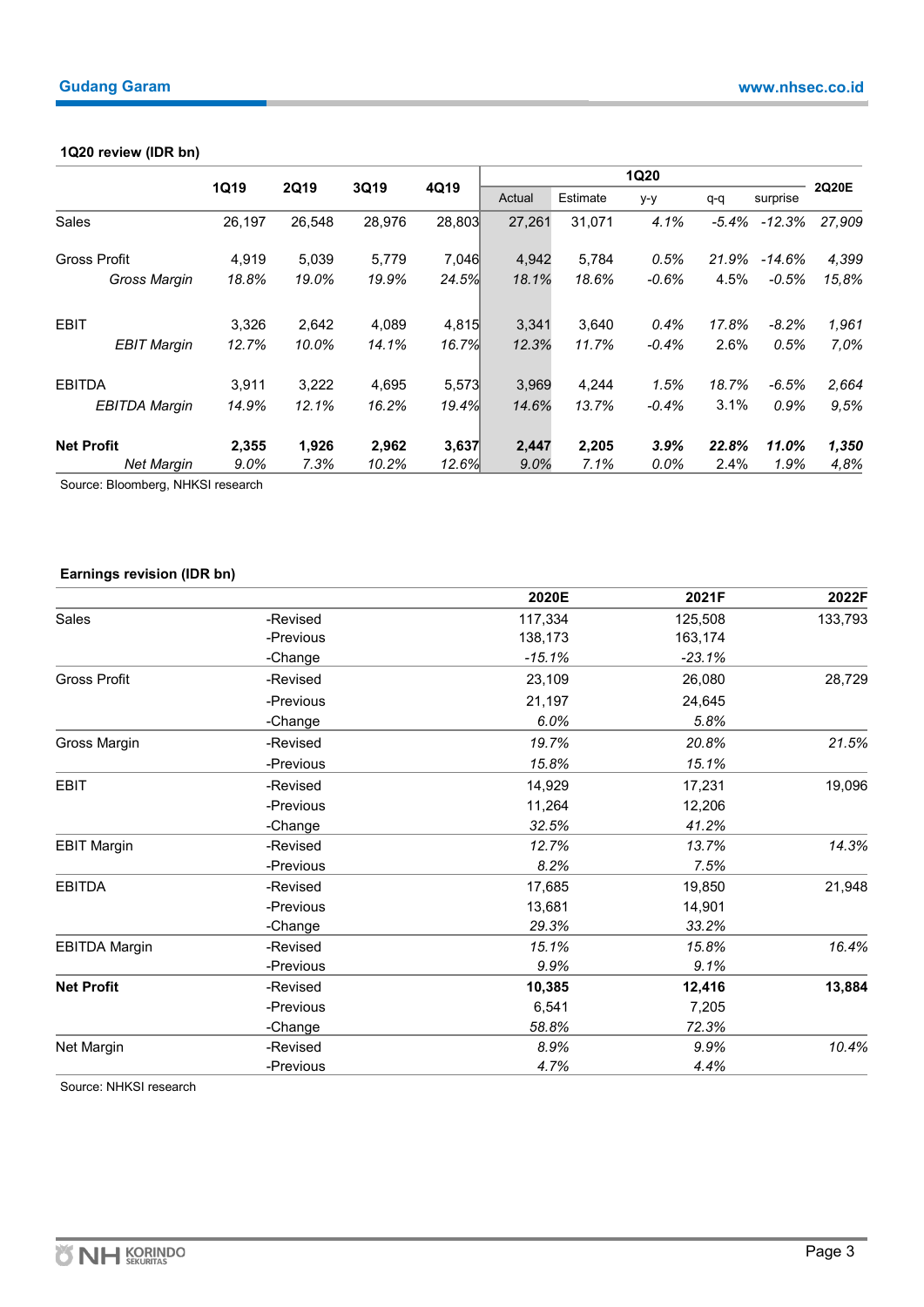**1Q20 review (IDR bn)**

| | 1Q19 | 2Q19 | 3Q19 | 4Q19 | 1Q20 | | | | | 2Q20E |
|---|---|---|---|---|---|---|---|---|---|---|
| | | | | | Actual | Estimate | y-y | q-q | surprise | |
| Sales | 26,197 | 26,548 | 28,976 | 28,803 | 27,261 | 31,071 | *4.1%* | *-5.4%* | *-12.3%* | *27,909* |
| Gross Profit | 4,919 | 5,039 | 5,779 | 7,046 | 4,942 | 5,784 | *0.5%* | *21.9%* | *-14.6%* | *4,399* |
| *Gross Margin* | *18.8%* | *19.0%* | *19.9%* | *24.5%* | *18.1%* | *18.6%* | *-0.6%* | 4.5% | *-0.5%* | *15,8%* |
| EBIT | 3,326 | 2,642 | 4,089 | 4,815 | 3,341 | 3,640 | *0.4%* | *17.8%* | *-8.2%* | *1,961* |
| *EBIT Margin* | *12.7%* | *10.0%* | *14.1%* | *16.7%* | *12.3%* | *11.7%* | *-0.4%* | 2.6% | 0.5% | *7,0%* |
| EBITDA | 3,911 | 3,222 | 4,695 | 5,573 | 3,969 | 4,244 | *1.5%* | *18.7%* | *-6.5%* | *2,664* |
| *EBITDA Margin* | *14.9%* | *12.1%* | *16.2%* | *19.4%* | *14.6%* | *13.7%* | *-0.4%* | 3.1% | 0.9% | *9,5%* |
| **Net Profit** | **2,355** | **1,926** | **2,962** | **3,637** | **2,447** | **2,205** | ***3.9%*** | ***22.8%*** | ***11.0%*** | ***1,350*** |
| *Net Margin* | *9.0%* | *7.3%* | *10.2%* | *12.6%* | *9.0%* | *7.1%* | *0.0%* | 2.4% | 1.9% | *4,8%* |

Source: Bloomberg, NHKSI research

**Earnings revision (IDR bn)**

| | | 2020E | 2021F | 2022F |
|---|---|---|---|---|
| Sales | -Revised | 117,334 | 125,508 | 133,793 |
| | -Previous | 138,173 | 163,174 | |
| | -Change | *-15.1%* | *-23.1%* | |
| Gross Profit | -Revised | 23,109 | 26,080 | 28,729 |
| | -Previous | 21,197 | 24,645 | |
| | -Change | *6.0%* | *5.8%* | |
| Gross Margin | -Revised | *19.7%* | *20.8%* | *21.5%* |
| | -Previous | *15.8%* | *15.1%* | |
| EBIT | -Revised | 14,929 | 17,231 | 19,096 |
| | -Previous | 11,264 | 12,206 | |
| | -Change | *32.5%* | *41.2%* | |
| EBIT Margin | -Revised | *12.7%* | *13.7%* | *14.3%* |
| | -Previous | *8.2%* | *7.5%* | |
| EBITDA | -Revised | 17,685 | 19,850 | 21,948 |
| | -Previous | 13,681 | 14,901 | |
| | -Change | *29.3%* | *33.2%* | |
| EBITDA Margin | -Revised | *15.1%* | *15.8%* | *16.4%* |
| | -Previous | *9.9%* | *9.1%* | |
| **Net Profit** | -Revised | **10,385** | **12,416** | **13,884** |
| | -Previous | 6,541 | 7,205 | |
| | -Change | *58.8%* | *72.3%* | |
| Net Margin | -Revised | *8.9%* | *9.9%* | *10.4%* |
| | -Previous | *4.7%* | *4.4%* | |

Source: NHKSI research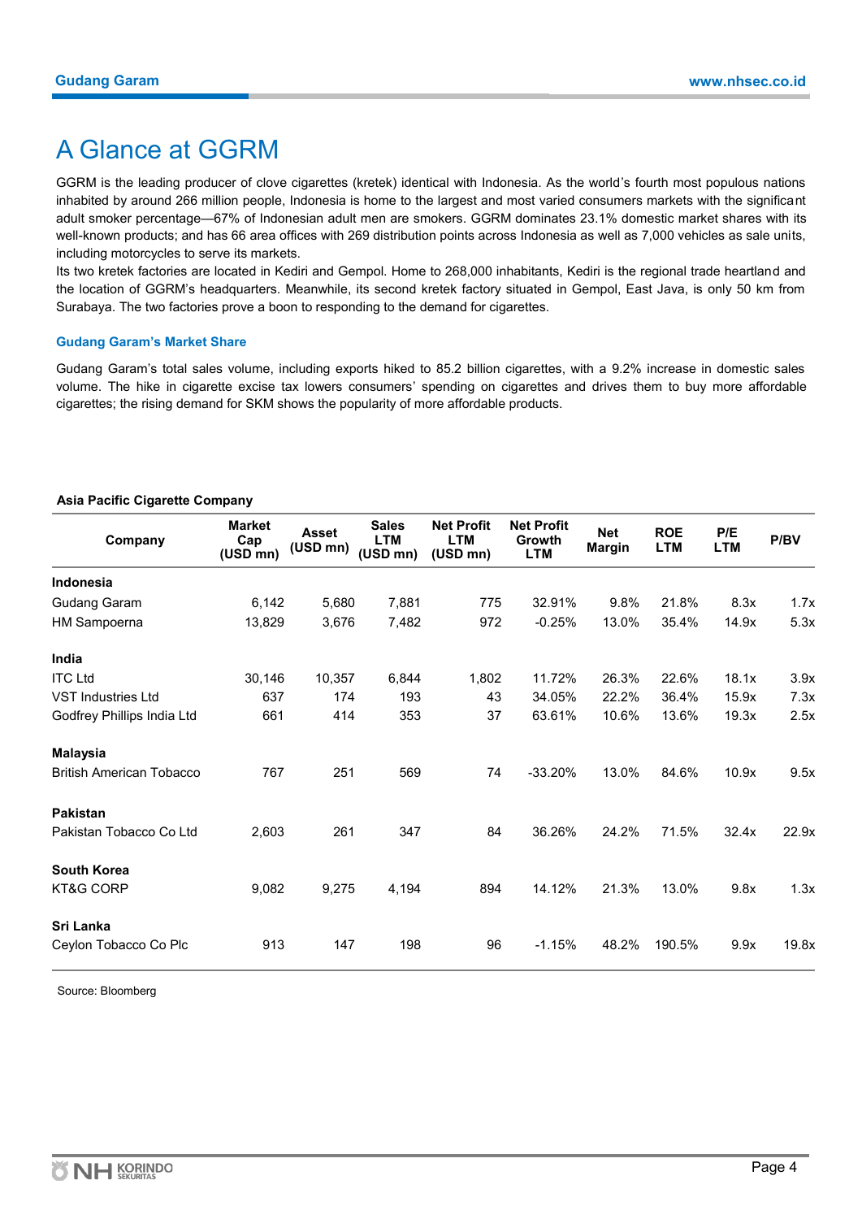# A Glance at GGRM

GGRM is the leading producer of clove cigarettes (kretek) identical with Indonesia. As the world's fourth most populous nations inhabited by around 266 million people, Indonesia is home to the largest and most varied consumers markets with the significant adult smoker percentage—67% of Indonesian adult men are smokers. GGRM dominates 23.1% domestic market shares with its well-known products; and has 66 area offices with 269 distribution points across Indonesia as well as 7,000 vehicles as sale units, including motorcycles to serve its markets.

Its two kretek factories are located in Kediri and Gempol. Home to 268,000 inhabitants, Kediri is the regional trade heartland and the location of GGRM's headquarters. Meanwhile, its second kretek factory situated in Gempol, East Java, is only 50 km from Surabaya. The two factories prove a boon to responding to the demand for cigarettes.

### Gudang Garam's Market Share

Gudang Garam's total sales volume, including exports hiked to 85.2 billion cigarettes, with a 9.2% increase in domestic sales volume. The hike in cigarette excise tax lowers consumers' spending on cigarettes and drives them to buy more affordable cigarettes; the rising demand for SKM shows the popularity of more affordable products.

**Asia Pacific Cigarette Company**

| Company | Market Cap (USD mn) | Asset (USD mn) | Sales LTM (USD mn) | Net Profit LTM (USD mn) | Net Profit Growth LTM | Net Margin | ROE LTM | P/E LTM | P/BV |
|---|---|---|---|---|---|---|---|---|---|
| **Indonesia** | | | | | | | | | |
| Gudang Garam | 6,142 | 5,680 | 7,881 | 775 | 32.91% | 9.8% | 21.8% | 8.3x | 1.7x |
| HM Sampoerna | 13,829 | 3,676 | 7,482 | 972 | -0.25% | 13.0% | 35.4% | 14.9x | 5.3x |
| **India** | | | | | | | | | |
| ITC Ltd | 30,146 | 10,357 | 6,844 | 1,802 | 11.72% | 26.3% | 22.6% | 18.1x | 3.9x |
| VST Industries Ltd | 637 | 174 | 193 | 43 | 34.05% | 22.2% | 36.4% | 15.9x | 7.3x |
| Godfrey Phillips India Ltd | 661 | 414 | 353 | 37 | 63.61% | 10.6% | 13.6% | 19.3x | 2.5x |
| **Malaysia** | | | | | | | | | |
| British American Tobacco | 767 | 251 | 569 | 74 | -33.20% | 13.0% | 84.6% | 10.9x | 9.5x |
| **Pakistan** | | | | | | | | | |
| Pakistan Tobacco Co Ltd | 2,603 | 261 | 347 | 84 | 36.26% | 24.2% | 71.5% | 32.4x | 22.9x |
| **South Korea** | | | | | | | | | |
| KT&G CORP | 9,082 | 9,275 | 4,194 | 894 | 14.12% | 21.3% | 13.0% | 9.8x | 1.3x |
| **Sri Lanka** | | | | | | | | | |
| Ceylon Tobacco Co Plc | 913 | 147 | 198 | 96 | -1.15% | 48.2% | 190.5% | 9.9x | 19.8x |

Source: Bloomberg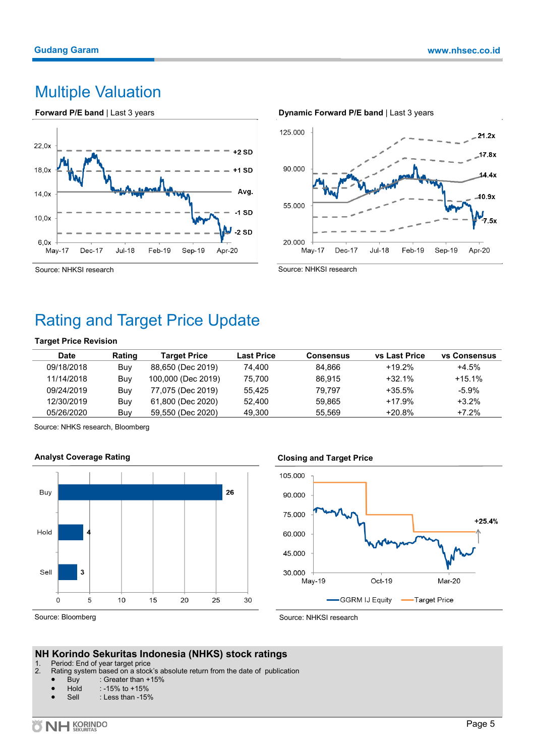# Multiple Valuation

**Forward P/E band** | Last 3 years

Source: NHKSI research

**Dynamic Forward P/E band** | Last 3 years

Source: NHKSI research

# Rating and Target Price Update

**Target Price Revision**

| Date | Rating | Target Price | Last Price | Consensus | vs Last Price | vs Consensus |
|---|---|---|---|---|---|---|
| 09/18/2018 | Buy | 88,650 (Dec 2019) | 74,400 | 84,866 | +19.2% | +4.5% |
| 11/14/2018 | Buy | 100,000 (Dec 2019) | 75,700 | 86,915 | +32.1% | +15.1% |
| 09/24/2019 | Buy | 77,075 (Dec 2019) | 55,425 | 79,797 | +35.5% | -5.9% |
| 12/30/2019 | Buy | 61,800 (Dec 2020) | 52,400 | 59,865 | +17.9% | +3.2% |
| 05/26/2020 | Buy | 59,550 (Dec 2020) | 49,300 | 55,569 | +20.8% | +7.2% |

Source: NHKS research, Bloomberg

**Analyst Coverage Rating**

| Rating | Count |
|---|---|
| Buy | 26 |
| Hold | 4 |
| Sell | 3 |

Source: Bloomberg

**Closing and Target Price**

Source: NHKSI research

## NH Korindo Sekuritas Indonesia (NHKS) stock ratings

1. Period: End of year target price
2. Rating system based on a stock's absolute return from the date of publication
   - Buy : Greater than +15%
   - Hold : -15% to +15%
   - Sell : Less than -15%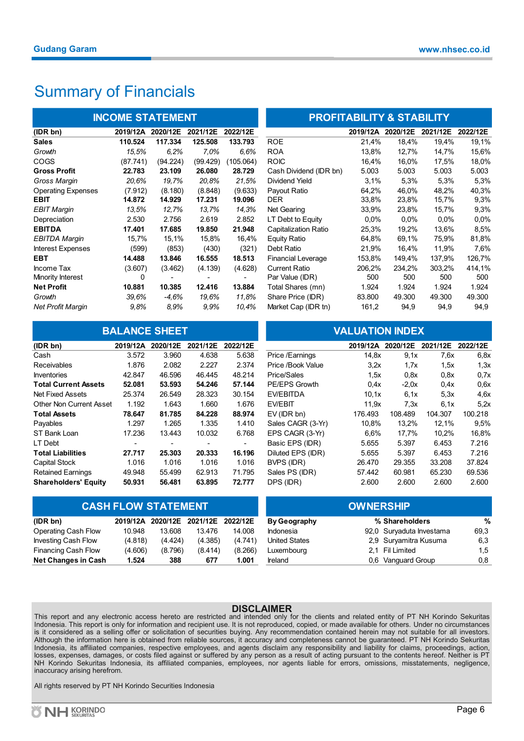# Summary of Financials

## INCOME STATEMENT

| (IDR bn) | 2019/12A | 2020/12E | 2021/12E | 2022/12E |
|---|---|---|---|---|
| **Sales** | **110.524** | **117.334** | **125.508** | **133.793** |
| *Growth* | *15,5%* | *6,2%* | *7,0%* | *6,6%* |
| COGS | (87.741) | (94.224) | (99.429) | (105.064) |
| **Gross Profit** | **22.783** | **23.109** | **26.080** | **28.729** |
| *Gross Margin* | *20,6%* | *19,7%* | *20,8%* | *21,5%* |
| Operating Expenses | (7.912) | (8.180) | (8.848) | (9.633) |
| **EBIT** | **14.872** | **14.929** | **17.231** | **19.096** |
| *EBIT Margin* | *13,5%* | *12,7%* | *13,7%* | *14,3%* |
| Depreciation | 2.530 | 2.756 | 2.619 | 2.852 |
| **EBITDA** | **17.401** | **17.685** | **19.850** | **21.948** |
| *EBITDA Margin* | 15,7% | 15,1% | 15,8% | 16,4% |
| Interest Expenses | (599) | (853) | (430) | (321) |
| **EBT** | **14.488** | **13.846** | **16.555** | **18.513** |
| Income Tax | (3.607) | (3.462) | (4.139) | (4.628) |
| Minority Interest | 0 | - | - | - |
| **Net Profit** | **10.881** | **10.385** | **12.416** | **13.884** |
| *Growth* | *39,6%* | *-4,6%* | *19,6%* | *11,8%* |
| *Net Profit Margin* | *9,8%* | *8,9%* | *9,9%* | *10,4%* |

## PROFITABILITY & STABILITY

| | 2019/12A | 2020/12E | 2021/12E | 2022/12E |
|---|---|---|---|---|
| ROE | 21,4% | 18,4% | 19,4% | 19,1% |
| ROA | 13,8% | 12,7% | 14,7% | 15,6% |
| ROIC | 16,4% | 16,0% | 17,5% | 18,0% |
| Cash Dividend (IDR bn) | 5.003 | 5.003 | 5.003 | 5.003 |
| Dividend Yield | 3,1% | 5,3% | 5,3% | 5,3% |
| Payout Ratio | 64,2% | 46,0% | 48,2% | 40,3% |
| DER | 33,8% | 23,8% | 15,7% | 9,3% |
| Net Gearing | 33,9% | 23,8% | 15,7% | 9,3% |
| LT Debt to Equity | 0,0% | 0,0% | 0,0% | 0,0% |
| Capitalization Ratio | 25,3% | 19,2% | 13,6% | 8,5% |
| Equity Ratio | 64,8% | 69,1% | 75,9% | 81,8% |
| Debt Ratio | 21,9% | 16,4% | 11,9% | 7,6% |
| Financial Leverage | 153,8% | 149,4% | 137,9% | 126,7% |
| Current Ratio | 206,2% | 234,2% | 303,2% | 414,1% |
| Par Value (IDR) | 500 | 500 | 500 | 500 |
| Total Shares (mn) | 1.924 | 1.924 | 1.924 | 1.924 |
| Share Price (IDR) | 83.800 | 49.300 | 49.300 | 49.300 |
| Market Cap (IDR tn) | 161,2 | 94,9 | 94,9 | 94,9 |

## BALANCE SHEET

| (IDR bn) | 2019/12A | 2020/12E | 2021/12E | 2022/12E |
|---|---|---|---|---|
| Cash | 3.572 | 3.960 | 4.638 | 5.638 |
| Receivables | 1.876 | 2.082 | 2.227 | 2.374 |
| Inventories | 42.847 | 46.596 | 46.445 | 48.214 |
| **Total Current Assets** | **52.081** | **53.593** | **54.246** | **57.144** |
| Net Fixed Assets | 25.374 | 26.549 | 28.323 | 30.154 |
| Other Non Current Asset | 1.192 | 1.643 | 1.660 | 1.676 |
| **Total Assets** | **78.647** | **81.785** | **84.228** | **88.974** |
| Payables | 1.297 | 1.265 | 1.335 | 1.410 |
| ST Bank Loan | 17.236 | 13.443 | 10.032 | 6.768 |
| LT Debt | - | - | - | - |
| **Total Liabilities** | **27.717** | **25.303** | **20.333** | **16.196** |
| Capital Stock | 1.016 | 1.016 | 1.016 | 1.016 |
| Retained Earnings | 49.948 | 55.499 | 62.913 | 71.795 |
| **Shareholders' Equity** | **50.931** | **56.481** | **63.895** | **72.777** |

## VALUATION INDEX

| | 2019/12A | 2020/12E | 2021/12E | 2022/12E |
|---|---|---|---|---|
| Price /Earnings | 14,8x | 9,1x | 7,6x | 6,8x |
| Price /Book Value | 3,2x | 1,7x | 1,5x | 1,3x |
| Price/Sales | 1,5x | 0,8x | 0,8x | 0,7x |
| PE/EPS Growth | 0,4x | -2,0x | 0,4x | 0,6x |
| EV/EBITDA | 10,1x | 6,1x | 5,3x | 4,6x |
| EV/EBIT | 11,9x | 7,3x | 6,1x | 5,2x |
| EV (IDR bn) | 176.493 | 108.489 | 104.307 | 100.218 |
| Sales CAGR (3-Yr) | 10,8% | 13,2% | 12,1% | 9,5% |
| EPS CAGR (3-Yr) | 6,6% | 17,7% | 10,2% | 16,8% |
| Basic EPS (IDR) | 5.655 | 5.397 | 6.453 | 7.216 |
| Diluted EPS (IDR) | 5.655 | 5.397 | 6.453 | 7.216 |
| BVPS (IDR) | 26.470 | 29.355 | 33.208 | 37.824 |
| Sales PS (IDR) | 57.442 | 60.981 | 65.230 | 69.536 |
| DPS (IDR) | 2.600 | 2.600 | 2.600 | 2.600 |

## CASH FLOW STATEMENT

| (IDR bn) | 2019/12A | 2020/12E | 2021/12E | 2022/12E |
|---|---|---|---|---|
| Operating Cash Flow | 10.948 | 13.608 | 13.476 | 14.008 |
| Investing Cash Flow | (4.818) | (4.424) | (4.385) | (4.741) |
| Financing Cash Flow | (4.606) | (8.796) | (8.414) | (8.266) |
| **Net Changes in Cash** | **1.524** | **388** | **677** | **1.001** |

## OWNERSHIP

| By Geography | % | Shareholders | % |
|---|---|---|---|
| Indonesia | 92,0 | Suryaduta Investama | 69,3 |
| United States | 2,9 | Suryamitra Kusuma | 6,3 |
| Luxembourg | 2,1 | Fil Limited | 1,5 |
| Ireland | 0,6 | Vanguard Group | 0,8 |

## DISCLAIMER

This report and any electronic access hereto are restricted and intended only for the clients and related entity of PT NH Korindo Sekuritas Indonesia. This report is only for information and recipient use. It is not reproduced, copied, or made available for others. Under no circumstances is it considered as a selling offer or solicitation of securities buying. Any recommendation contained herein may not suitable for all investors. Although the information here is obtained from reliable sources, it accuracy and completeness cannot be guaranteed. PT NH Korindo Sekuritas Indonesia, its affiliated companies, respective employees, and agents disclaim any responsibility and liability for claims, proceedings, action, losses, expenses, damages, or costs filed against or suffered by any person as a result of acting pursuant to the contents hereof. Neither is PT NH Korindo Sekuritas Indonesia, its affiliated companies, employees, nor agents liable for errors, omissions, misstatements, negligence, inaccuracy arising herefrom.

All rights reserved by PT NH Korindo Securities Indonesia